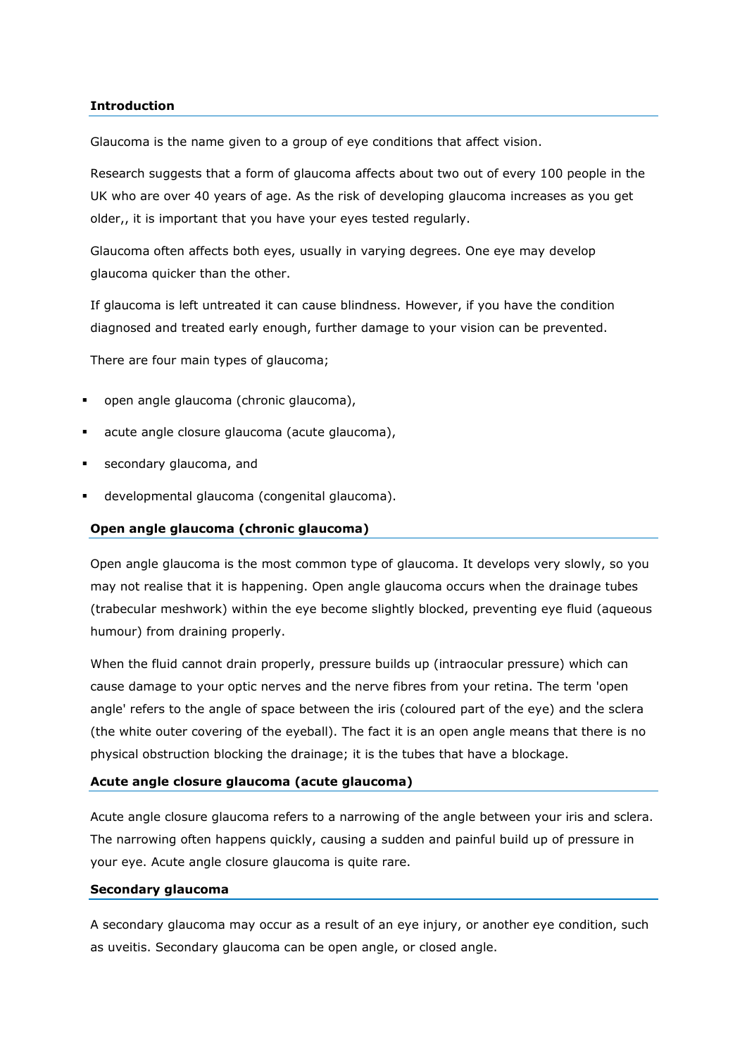## Introduction

Glaucoma is the name given to a group of eye conditions that affect vision.

Research suggests that a form of glaucoma affects about two out of every 100 people in the UK who are over 40 years of age. As the risk of developing glaucoma increases as you get older,, it is important that you have your eyes tested regularly.

Glaucoma often affects both eyes, usually in varying degrees. One eye may develop glaucoma quicker than the other.

If glaucoma is left untreated it can cause blindness. However, if you have the condition diagnosed and treated early enough, further damage to your vision can be prevented.

There are four main types of glaucoma;

- open angle glaucoma (chronic glaucoma),
- acute angle closure glaucoma (acute glaucoma),
- secondary glaucoma, and
- developmental glaucoma (congenital glaucoma).

## Open angle glaucoma (chronic glaucoma)

Open angle glaucoma is the most common type of glaucoma. It develops very slowly, so you may not realise that it is happening. Open angle glaucoma occurs when the drainage tubes (trabecular meshwork) within the eye become slightly blocked, preventing eye fluid (aqueous humour) from draining properly.

When the fluid cannot drain properly, pressure builds up (intraocular pressure) which can cause damage to your optic nerves and the nerve fibres from your retina. The term 'open angle' refers to the angle of space between the iris (coloured part of the eye) and the sclera (the white outer covering of the eyeball). The fact it is an open angle means that there is no physical obstruction blocking the drainage; it is the tubes that have a blockage.

## Acute angle closure glaucoma (acute glaucoma)

Acute angle closure glaucoma refers to a narrowing of the angle between your iris and sclera. The narrowing often happens quickly, causing a sudden and painful build up of pressure in your eye. Acute angle closure glaucoma is quite rare.

## Secondary glaucoma

A secondary glaucoma may occur as a result of an eye injury, or another eye condition, such as uveitis. Secondary glaucoma can be open angle, or closed angle.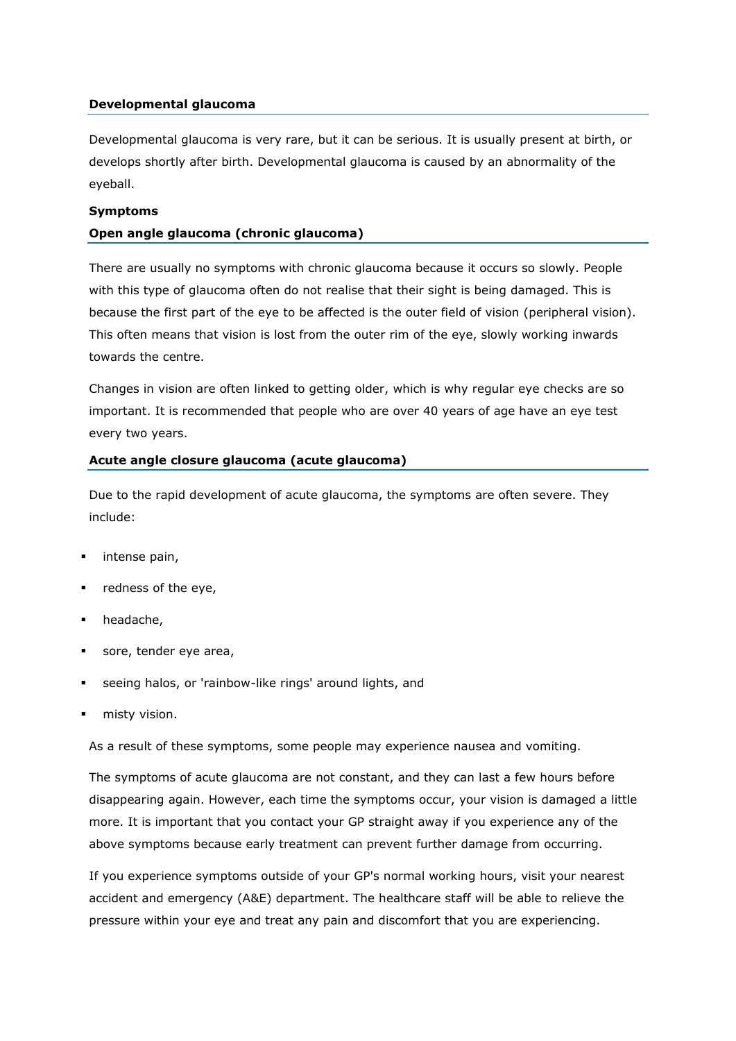### Developmental glaucoma

Developmental glaucoma is very rare, but it can be serious. It is usually present at birth, or develops shortly after birth. Developmental glaucoma is caused by an abnormality of the eyeball.

## Symptoms

### Open angle glaucoma (chronic glaucoma)

There are usually no symptoms with chronic glaucoma because it occurs so slowly. People with this type of glaucoma often do not realise that their sight is being damaged. This is because the first part of the eye to be affected is the outer field of vision (peripheral vision). This often means that vision is lost from the outer rim of the eye, slowly working inwards towards the centre.

Changes in vision are often linked to getting older, which is why regular eye checks are so important. It is recommended that people who are over 40 years of age have an eye test every two years.

### Acute angle closure glaucoma (acute glaucoma)

Due to the rapid development of acute glaucoma, the symptoms are often severe. They include:

- intense pain,
- redness of the eye,
- headache,
- sore, tender eye area,
- seeing halos, or 'rainbow-like rings' around lights, and
- misty vision.

As a result of these symptoms, some people may experience nausea and vomiting.

The symptoms of acute glaucoma are not constant, and they can last a few hours before disappearing again. However, each time the symptoms occur, your vision is damaged a little more. It is important that you contact your GP straight away if you experience any of the above symptoms because early treatment can prevent further damage from occurring.

If you experience symptoms outside of your GP's normal working hours, visit your nearest accident and emergency (A&E) department. The healthcare staff will be able to relieve the pressure within your eye and treat any pain and discomfort that you are experiencing.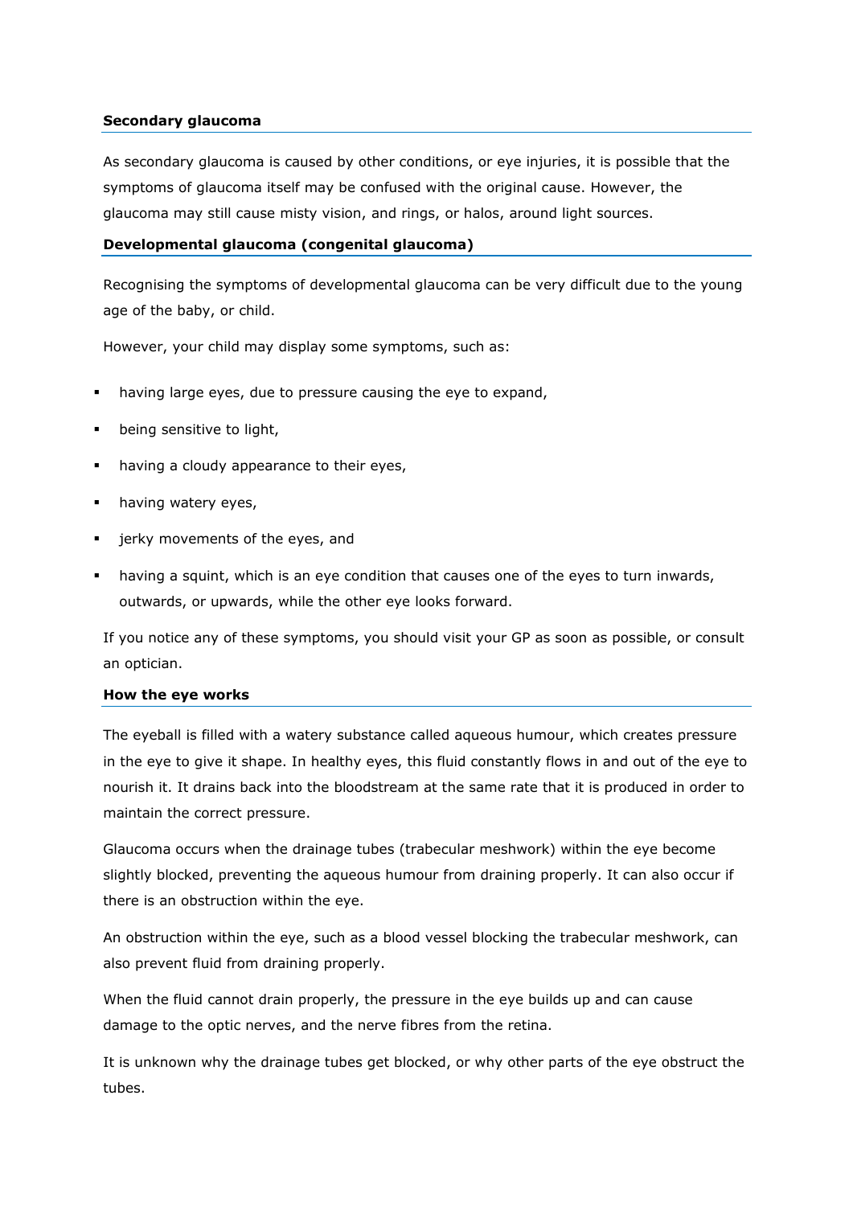### Secondary glaucoma

As secondary glaucoma is caused by other conditions, or eye injuries, it is possible that the symptoms of glaucoma itself may be confused with the original cause. However, the glaucoma may still cause misty vision, and rings, or halos, around light sources.

### Developmental glaucoma (congenital glaucoma)

Recognising the symptoms of developmental glaucoma can be very difficult due to the young age of the baby, or child.

However, your child may display some symptoms, such as:

- having large eyes, due to pressure causing the eye to expand,
- being sensitive to light,
- having a cloudy appearance to their eyes,
- having watery eyes,
- jerky movements of the eyes, and
- having a squint, which is an eye condition that causes one of the eyes to turn inwards, outwards, or upwards, while the other eye looks forward.

If you notice any of these symptoms, you should visit your GP as soon as possible, or consult an optician.

### How the eye works

The eyeball is filled with a watery substance called aqueous humour, which creates pressure in the eye to give it shape. In healthy eyes, this fluid constantly flows in and out of the eye to nourish it. It drains back into the bloodstream at the same rate that it is produced in order to maintain the correct pressure.

Glaucoma occurs when the drainage tubes (trabecular meshwork) within the eye become slightly blocked, preventing the aqueous humour from draining properly. It can also occur if there is an obstruction within the eye.

An obstruction within the eye, such as a blood vessel blocking the trabecular meshwork, can also prevent fluid from draining properly.

When the fluid cannot drain properly, the pressure in the eye builds up and can cause damage to the optic nerves, and the nerve fibres from the retina.

It is unknown why the drainage tubes get blocked, or why other parts of the eye obstruct the tubes.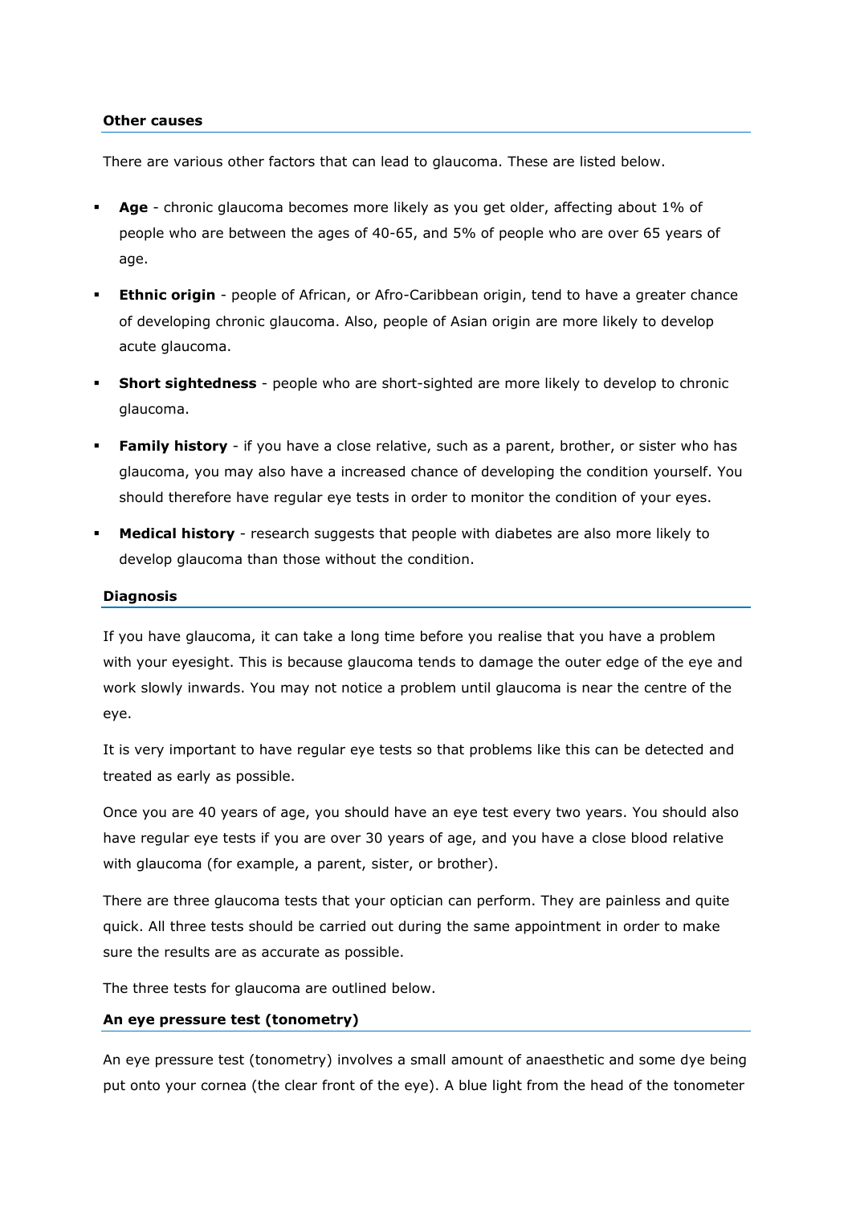### Other causes

There are various other factors that can lead to glaucoma. These are listed below.

- **Age** - chronic glaucoma becomes more likely as you get older, affecting about 1% of people who are between the ages of 40-65, and 5% of people who are over 65 years of age.
- **Ethnic origin** - people of African, or Afro-Caribbean origin, tend to have a greater chance of developing chronic glaucoma. Also, people of Asian origin are more likely to develop acute glaucoma.
- **Short sightedness** - people who are short-sighted are more likely to develop to chronic glaucoma.
- **Family history** - if you have a close relative, such as a parent, brother, or sister who has glaucoma, you may also have a increased chance of developing the condition yourself. You should therefore have regular eye tests in order to monitor the condition of your eyes.
- **Medical history** - research suggests that people with diabetes are also more likely to develop glaucoma than those without the condition.

### Diagnosis

If you have glaucoma, it can take a long time before you realise that you have a problem with your eyesight. This is because glaucoma tends to damage the outer edge of the eye and work slowly inwards. You may not notice a problem until glaucoma is near the centre of the eye.

It is very important to have regular eye tests so that problems like this can be detected and treated as early as possible.

Once you are 40 years of age, you should have an eye test every two years. You should also have regular eye tests if you are over 30 years of age, and you have a close blood relative with glaucoma (for example, a parent, sister, or brother).

There are three glaucoma tests that your optician can perform. They are painless and quite quick. All three tests should be carried out during the same appointment in order to make sure the results are as accurate as possible.

The three tests for glaucoma are outlined below.

#### An eye pressure test (tonometry)

An eye pressure test (tonometry) involves a small amount of anaesthetic and some dye being put onto your cornea (the clear front of the eye). A blue light from the head of the tonometer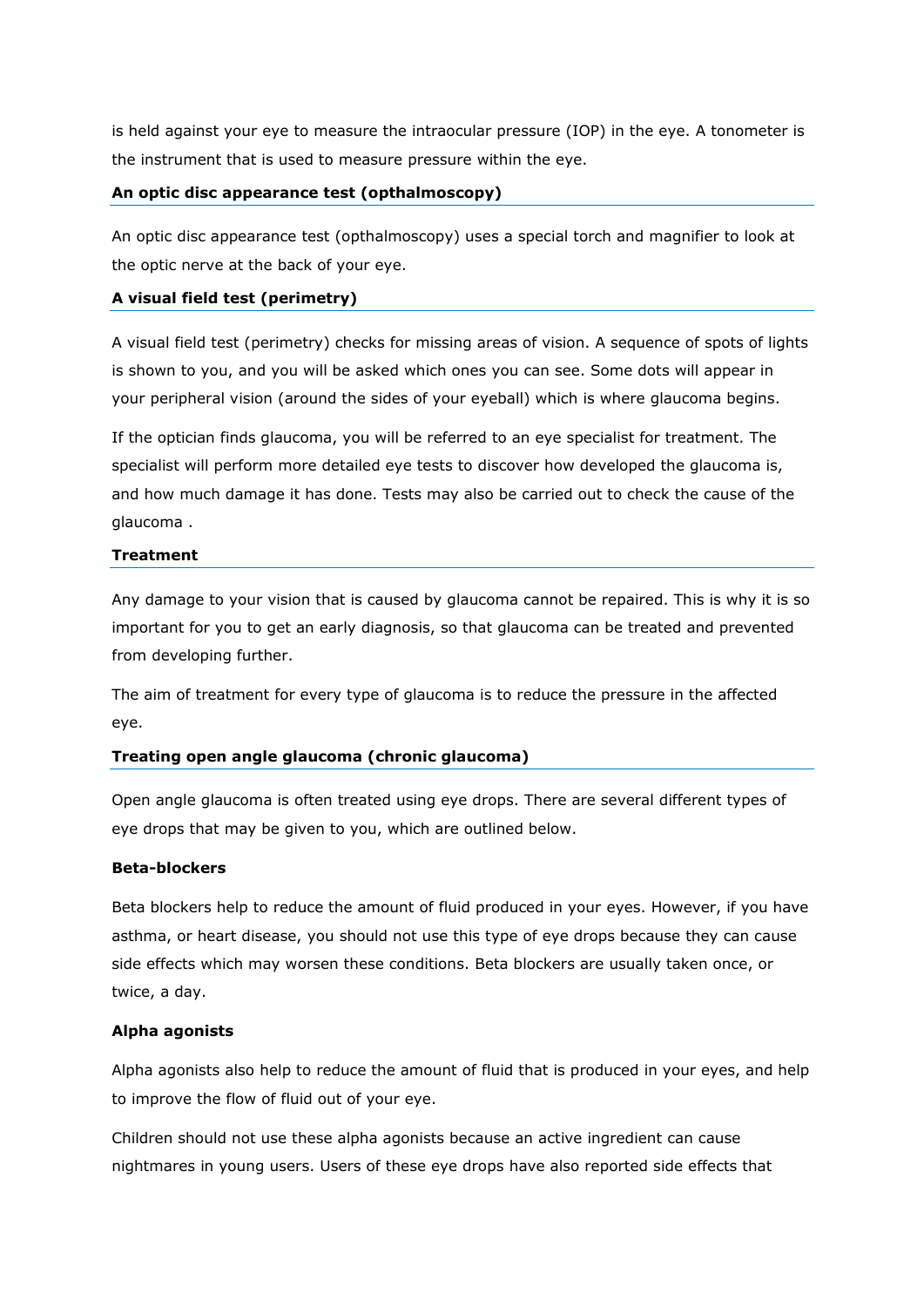is held against your eye to measure the intraocular pressure (IOP) in the eye. A tonometer is the instrument that is used to measure pressure within the eye.

### An optic disc appearance test (opthalmoscopy)

An optic disc appearance test (opthalmoscopy) uses a special torch and magnifier to look at the optic nerve at the back of your eye.

### A visual field test (perimetry)

A visual field test (perimetry) checks for missing areas of vision. A sequence of spots of lights is shown to you, and you will be asked which ones you can see. Some dots will appear in your peripheral vision (around the sides of your eyeball) which is where glaucoma begins.

If the optician finds glaucoma, you will be referred to an eye specialist for treatment. The specialist will perform more detailed eye tests to discover how developed the glaucoma is, and how much damage it has done. Tests may also be carried out to check the cause of the glaucoma .

## Treatment

Any damage to your vision that is caused by glaucoma cannot be repaired. This is why it is so important for you to get an early diagnosis, so that glaucoma can be treated and prevented from developing further.

The aim of treatment for every type of glaucoma is to reduce the pressure in the affected eye.

### Treating open angle glaucoma (chronic glaucoma)

Open angle glaucoma is often treated using eye drops. There are several different types of eye drops that may be given to you, which are outlined below.

**Beta-blockers**

Beta blockers help to reduce the amount of fluid produced in your eyes. However, if you have asthma, or heart disease, you should not use this type of eye drops because they can cause side effects which may worsen these conditions. Beta blockers are usually taken once, or twice, a day.

**Alpha agonists**

Alpha agonists also help to reduce the amount of fluid that is produced in your eyes, and help to improve the flow of fluid out of your eye.

Children should not use these alpha agonists because an active ingredient can cause nightmares in young users. Users of these eye drops have also reported side effects that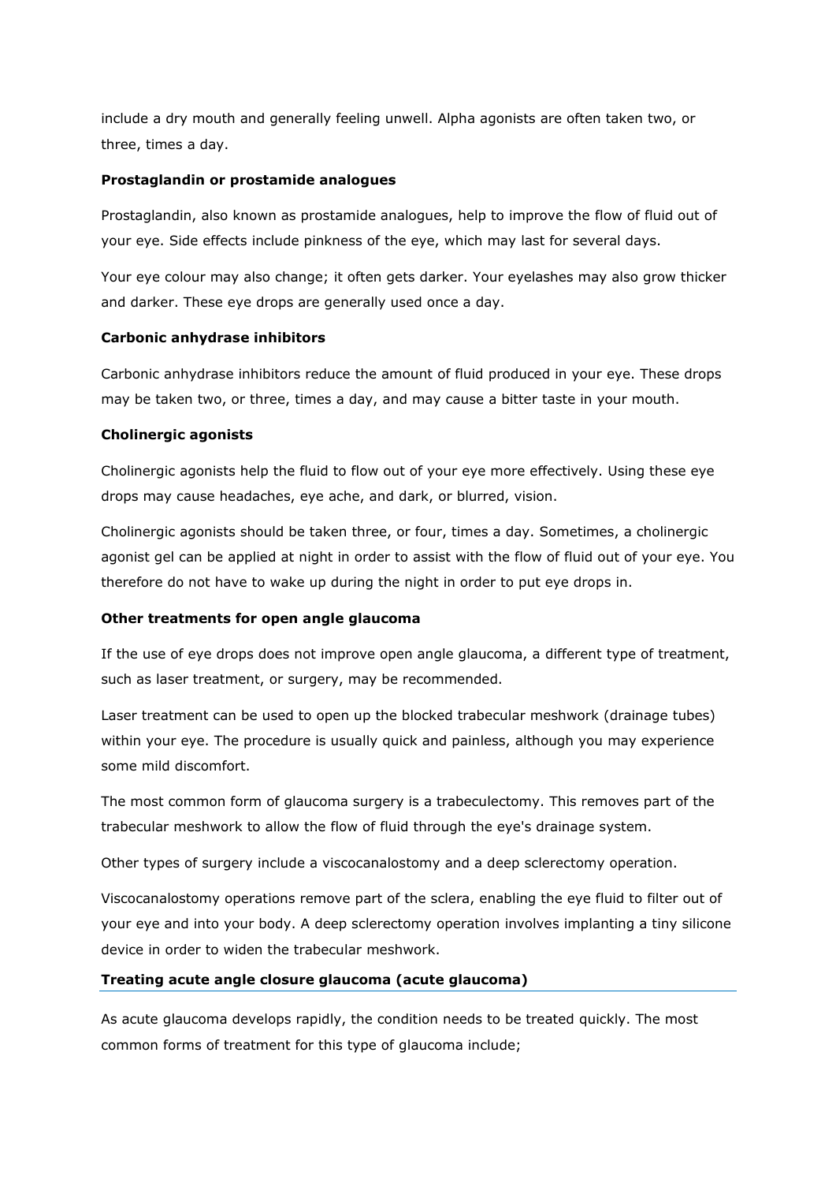include a dry mouth and generally feeling unwell. Alpha agonists are often taken two, or three, times a day.

**Prostaglandin or prostamide analogues**

Prostaglandin, also known as prostamide analogues, help to improve the flow of fluid out of your eye. Side effects include pinkness of the eye, which may last for several days.

Your eye colour may also change; it often gets darker. Your eyelashes may also grow thicker and darker. These eye drops are generally used once a day.

**Carbonic anhydrase inhibitors**

Carbonic anhydrase inhibitors reduce the amount of fluid produced in your eye. These drops may be taken two, or three, times a day, and may cause a bitter taste in your mouth.

**Cholinergic agonists**

Cholinergic agonists help the fluid to flow out of your eye more effectively. Using these eye drops may cause headaches, eye ache, and dark, or blurred, vision.

Cholinergic agonists should be taken three, or four, times a day. Sometimes, a cholinergic agonist gel can be applied at night in order to assist with the flow of fluid out of your eye. You therefore do not have to wake up during the night in order to put eye drops in.

**Other treatments for open angle glaucoma**

If the use of eye drops does not improve open angle glaucoma, a different type of treatment, such as laser treatment, or surgery, may be recommended.

Laser treatment can be used to open up the blocked trabecular meshwork (drainage tubes) within your eye. The procedure is usually quick and painless, although you may experience some mild discomfort.

The most common form of glaucoma surgery is a trabeculectomy. This removes part of the trabecular meshwork to allow the flow of fluid through the eye's drainage system.

Other types of surgery include a viscocanalostomy and a deep sclerectomy operation.

Viscocanalostomy operations remove part of the sclera, enabling the eye fluid to filter out of your eye and into your body. A deep sclerectomy operation involves implanting a tiny silicone device in order to widen the trabecular meshwork.

## Treating acute angle closure glaucoma (acute glaucoma)

As acute glaucoma develops rapidly, the condition needs to be treated quickly. The most common forms of treatment for this type of glaucoma include;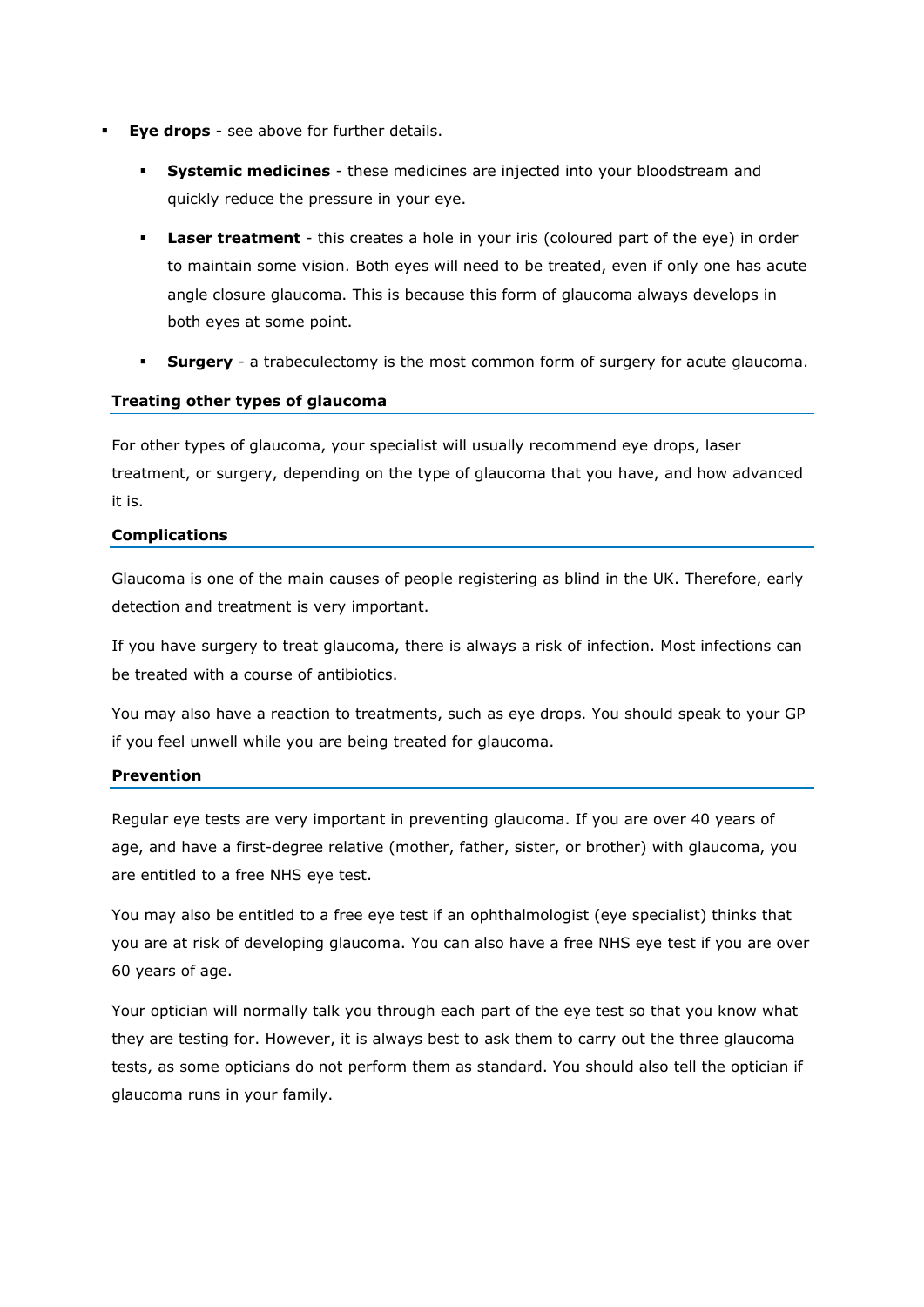- **Eye drops** - see above for further details.
  - **Systemic medicines** - these medicines are injected into your bloodstream and quickly reduce the pressure in your eye.
  - **Laser treatment** - this creates a hole in your iris (coloured part of the eye) in order to maintain some vision. Both eyes will need to be treated, even if only one has acute angle closure glaucoma. This is because this form of glaucoma always develops in both eyes at some point.
  - **Surgery** - a trabeculectomy is the most common form of surgery for acute glaucoma.

### Treating other types of glaucoma

For other types of glaucoma, your specialist will usually recommend eye drops, laser treatment, or surgery, depending on the type of glaucoma that you have, and how advanced it is.

### Complications

Glaucoma is one of the main causes of people registering as blind in the UK. Therefore, early detection and treatment is very important.

If you have surgery to treat glaucoma, there is always a risk of infection. Most infections can be treated with a course of antibiotics.

You may also have a reaction to treatments, such as eye drops. You should speak to your GP if you feel unwell while you are being treated for glaucoma.

### Prevention

Regular eye tests are very important in preventing glaucoma. If you are over 40 years of age, and have a first-degree relative (mother, father, sister, or brother) with glaucoma, you are entitled to a free NHS eye test.

You may also be entitled to a free eye test if an ophthalmologist (eye specialist) thinks that you are at risk of developing glaucoma. You can also have a free NHS eye test if you are over 60 years of age.

Your optician will normally talk you through each part of the eye test so that you know what they are testing for. However, it is always best to ask them to carry out the three glaucoma tests, as some opticians do not perform them as standard. You should also tell the optician if glaucoma runs in your family.